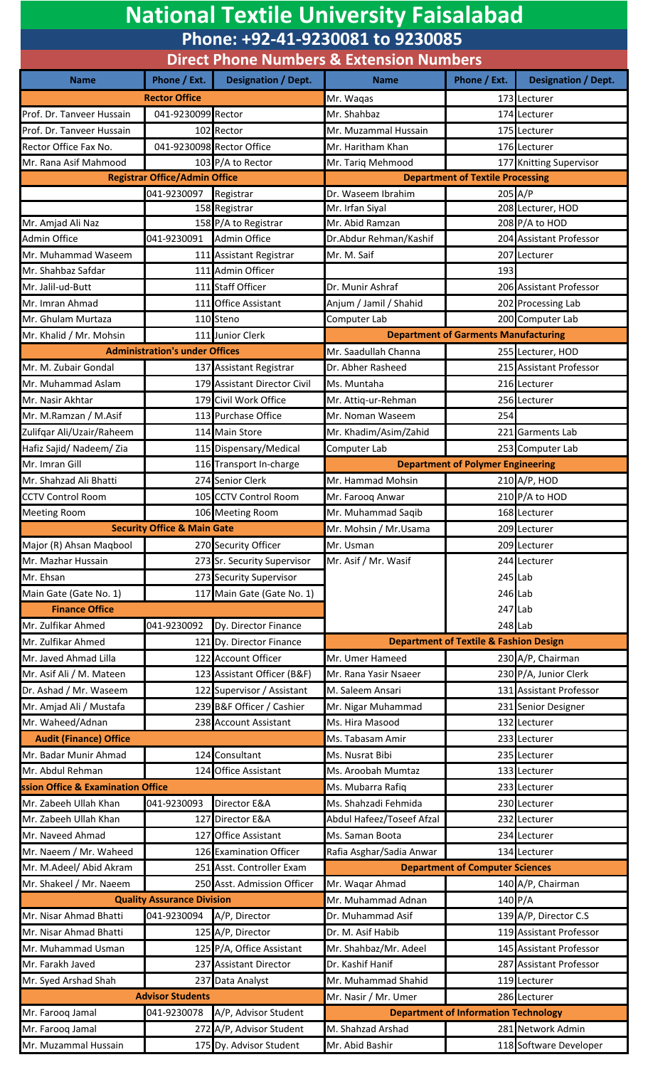# National Textile University Faisalabad

## Phone: +92-41-9230081 to 9230085

### Direct Phone Numbers & Extension Numbers

| Name | Phone / Ext. | Designation / Dept. | Name | Phone / Ext. | Designation / Dept. |
|---|---|---|---|---|---|
| **Rector Office** | | | Mr. Waqas | 173 | Lecturer |
| Prof. Dr. Tanveer Hussain | 041-9230099 | Rector | Mr. Shahbaz | 174 | Lecturer |
| Prof. Dr. Tanveer Hussain | 102 | Rector | Mr. Muzammal Hussain | 175 | Lecturer |
| Rector Office Fax No. | 041-9230098 | Rector Office | Mr. Haritham Khan | 176 | Lecturer |
| Mr. Rana Asif Mahmood | 103 | P/A to Rector | Mr. Tariq Mehmood | 177 | Knitting Supervisor |
| **Registrar Office/Admin Office** | | | **Department of Textile Processing** | | |
| | 041-9230097 | Registrar | Dr. Waseem Ibrahim | 205 | A/P |
| | 158 | Registrar | Mr. Irfan Siyal | 208 | Lecturer, HOD |
| Mr. Amjad Ali Naz | 158 | P/A to Registrar | Mr. Abid Ramzan | 208 | P/A to HOD |
| Admin Office | 041-9230091 | Admin Office | Dr.Abdur Rehman/Kashif | 204 | Assistant Professor |
| Mr. Muhammad Waseem | 111 | Assistant Registrar | Mr. M. Saif | 207 | Lecturer |
| Mr. Shahbaz Safdar | 111 | Admin Officer | | 193 | |
| Mr. Jalil-ud-Butt | 111 | Staff Officer | Dr. Munir Ashraf | 206 | Assistant Professor |
| Mr. Imran Ahmad | 111 | Office Assistant | Anjum / Jamil / Shahid | 202 | Processing Lab |
| Mr. Ghulam Murtaza | 110 | Steno | Computer Lab | 200 | Computer Lab |
| Mr. Khalid / Mr. Mohsin | 111 | Junior Clerk | **Department of Garments Manufacturing** | | |
| **Administration's under Offices** | | | Mr. Saadullah Channa | 255 | Lecturer, HOD |
| Mr. M. Zubair Gondal | 137 | Assistant Registrar | Dr. Abher Rasheed | 215 | Assistant Professor |
| Mr. Muhammad Aslam | 179 | Assistant Director Civil | Ms. Muntaha | 216 | Lecturer |
| Mr. Nasir Akhtar | 179 | Civil Work Office | Mr. Attiq-ur-Rehman | 256 | Lecturer |
| Mr. M.Ramzan / M.Asif | 113 | Purchase Office | Mr. Noman Waseem | 254 | |
| Zulifqar Ali/Uzair/Raheem | 114 | Main Store | Mr. Khadim/Asim/Zahid | 221 | Garments Lab |
| Hafiz Sajid/ Nadeem/ Zia | 115 | Dispensary/Medical | Computer Lab | 253 | Computer Lab |
| Mr. Imran Gill | 116 | Transport In-charge | **Department of Polymer Engineering** | | |
| Mr. Shahzad Ali Bhatti | 274 | Senior Clerk | Mr. Hammad Mohsin | 210 | A/P, HOD |
| CCTV Control Room | 105 | CCTV Control Room | Mr. Farooq Anwar | 210 | P/A to HOD |
| Meeting Room | 106 | Meeting Room | Mr. Muhammad Saqib | 168 | Lecturer |
| **Security Office & Main Gate** | | | Mr. Mohsin / Mr.Usama | 209 | Lecturer |
| Major (R) Ahsan Maqbool | 270 | Security Officer | Mr. Usman | 209 | Lecturer |
| Mr. Mazhar Hussain | 273 | Sr. Security Supervisor | Mr. Asif / Mr. Wasif | 244 | Lecturer |
| Mr. Ehsan | 273 | Security Supervisor | | 245 | Lab |
| Main Gate (Gate No. 1) | 117 | Main Gate (Gate No. 1) | | 246 | Lab |
| **Finance Office** | | | | 247 | Lab |
| Mr. Zulfikar Ahmed | 041-9230092 | Dy. Director Finance | | 248 | Lab |
| Mr. Zulfikar Ahmed | 121 | Dy. Director Finance | **Department of Textile & Fashion Design** | | |
| Mr. Javed Ahmad Lilla | 122 | Account Officer | Mr. Umer Hameed | 230 | A/P, Chairman |
| Mr. Asif Ali / M. Mateen | 123 | Assistant Officer (B&F) | Mr. Rana Yasir Nsaeer | 230 | P/A, Junior Clerk |
| Dr. Ashad / Mr. Waseem | 122 | Supervisor / Assistant | M. Saleem Ansari | 131 | Assistant Professor |
| Mr. Amjad Ali / Mustafa | 239 | B&F Officer / Cashier | Mr. Nigar Muhammad | 231 | Senior Designer |
| Mr. Waheed/Adnan | 238 | Account Assistant | Ms. Hira Masood | 132 | Lecturer |
| **Audit (Finance) Office** | | | Ms. Tabasam Amir | 233 | Lecturer |
| Mr. Badar Munir Ahmad | 124 | Consultant | Ms. Nusrat Bibi | 235 | Lecturer |
| Mr. Abdul Rehman | 124 | Office Assistant | Ms. Aroobah Mumtaz | 133 | Lecturer |
| **ssion Office & Examination Office** | | | Ms. Mubarra Rafiq | 233 | Lecturer |
| Mr. Zabeeh Ullah Khan | 041-9230093 | Director E&A | Ms. Shahzadi Fehmida | 230 | Lecturer |
| Mr. Zabeeh Ullah Khan | 127 | Director E&A | Abdul Hafeez/Toseef Afzal | 232 | Lecturer |
| Mr. Naveed Ahmad | 127 | Office Assistant | Ms. Saman Boota | 234 | Lecturer |
| Mr. Naeem / Mr. Waheed | 126 | Examination Officer | Rafia Asghar/Sadia Anwar | 134 | Lecturer |
| Mr. M.Adeel/ Abid Akram | 251 | Asst. Controller Exam | **Department of Computer Sciences** | | |
| Mr. Shakeel / Mr. Naeem | 250 | Asst. Admission Officer | Mr. Waqar Ahmad | 140 | A/P, Chairman |
| **Quality Assurance Division** | | | Mr. Muhammad Adnan | 140 | P/A |
| Mr. Nisar Ahmad Bhatti | 041-9230094 | A/P, Director | Dr. Muhammad Asif | 139 | A/P, Director C.S |
| Mr. Nisar Ahmad Bhatti | 125 | A/P, Director | Dr. M. Asif Habib | 119 | Assistant Professor |
| Mr. Muhammad Usman | 125 | P/A, Office Assistant | Mr. Shahbaz/Mr. Adeel | 145 | Assistant Professor |
| Mr. Farakh Javed | 237 | Assistant Director | Dr. Kashif Hanif | 287 | Assistant Professor |
| Mr. Syed Arshad Shah | 237 | Data Analyst | Mr. Muhammad Shahid | 119 | Lecturer |
| **Advisor Students** | | | Mr. Nasir / Mr. Umer | 286 | Lecturer |
| Mr. Farooq Jamal | 041-9230078 | A/P, Advisor Student | **Department of Information Technology** | | |
| Mr. Farooq Jamal | 272 | A/P, Advisor Student | M. Shahzad Arshad | 281 | Network Admin |
| Mr. Muzammal Hussain | 175 | Dy. Advisor Student | Mr. Abid Bashir | 118 | Software Developer |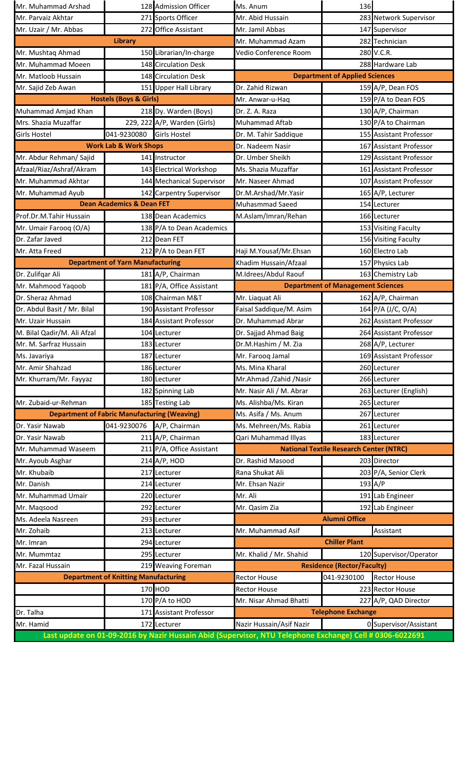| | | | | | |
|---|---|---|---|---|---|
| Mr. Muhammad Arshad | 128 | Admission Officer | Ms. Anum | 136 | |
| Mr. Parvaiz Akhtar | 271 | Sports Officer | Mr. Abid Hussain | 283 | Network Supervisor |
| Mr. Uzair / Mr. Abbas | 272 | Office Assistant | Mr. Jamil Abbas | 147 | Supervisor |
| **Library** | | | Mr. Muhammad Azam | 282 | Technician |
| Mr. Mushtaq Ahmad | 150 | Librarian/In-charge | Vedio Conference Room | 280 | V.C.R. |
| Mr. Muhammad Moeen | 148 | Circulation Desk | | 288 | Hardware Lab |
| Mr. Matloob Hussain | 148 | Circulation Desk | **Department of Applied Sciences** | | |
| Mr. Sajid Zeb Awan | 151 | Upper Hall Library | Dr. Zahid Rizwan | 159 | A/P, Dean FOS |
| **Hostels (Boys & Girls)** | | | Mr. Anwar-u-Haq | 159 | P/A to Dean FOS |
| Muhammad Amjad Khan | 218 | Dy. Warden (Boys) | Dr. Z. A. Raza | 130 | A/P, Chairman |
| Mrs. Shazia Muzaffar | 229, 222 | A/P, Warden (Girls) | Muhammad Aftab | 130 | P/A to Chairman |
| Girls Hostel | 041-9230080 | Girls Hostel | Dr. M. Tahir Saddique | 155 | Assistant Professor |
| **Work Lab & Work Shops** | | | Dr. Nadeem Nasir | 167 | Assistant Professor |
| Mr. Abdur Rehman/ Sajid | 141 | Instructor | Dr. Umber Sheikh | 129 | Assistant Professor |
| Afzaal/Riaz/Ashraf/Akram | 143 | Electrical Workshop | Ms. Shazia Muzaffar | 161 | Assistant Professor |
| Mr. Muhammad Akhtar | 144 | Mechanical Supervisor | Mr. Naseer Ahmad | 107 | Assistant Professor |
| Mr. Muhammad Ayub | 142 | Carpentry Supervisor | Dr.M.Arshad/Mr.Yasir | 165 | A/P, Lecturer |
| **Dean Academics & Dean FET** | | | Muhasmmad Saeed | 154 | Lecturer |
| Prof.Dr.M.Tahir Hussain | 138 | Dean Academics | M.Aslam/Imran/Rehan | 166 | Lecturer |
| Mr. Umair Farooq (O/A) | 138 | P/A to Dean Academics | | 153 | Visiting Faculty |
| Dr. Zafar Javed | 212 | Dean FET | | 156 | Visiting Faculty |
| Mr. Atta Freed | 212 | P/A to Dean FET | Haji M.Yousaf/Mr.Ehsan | 160 | Electro Lab |
| **Department of Yarn Manufacturing** | | | Khadim Hussain/Afzaal | 157 | Physics Lab |
| Dr. Zulifqar Ali | 181 | A/P, Chairman | M.Idrees/Abdul Raouf | 163 | Chemistry Lab |
| Mr. Mahmood Yaqoob | 181 | P/A, Office Assistant | **Department of Management Sciences** | | |
| Dr. Sheraz Ahmad | 108 | Chairman M&T | Mr. Liaquat Ali | 162 | A/P, Chairman |
| Dr. Abdul Basit / Mr. Bilal | 190 | Assistant Professor | Faisal Saddique/M. Asim | 164 | P/A (J/C, O/A) |
| Mr. Uzair Hussain | 184 | Assistant Professor | Dr. Muhammad Abrar | 262 | Assistant Professor |
| M. Bilal Qadir/M. Ali Afzal | 104 | Lecturer | Dr. Sajjad Ahmad Baig | 264 | Assistant Professor |
| Mr. M. Sarfraz Hussain | 183 | Lecturer | Dr.M.Hashim / M. Zia | 268 | A/P, Lecturer |
| Ms. Javariya | 187 | Lecturer | Mr. Farooq Jamal | 169 | Assistant Professor |
| Mr. Amir Shahzad | 186 | Lecturer | Ms. Mina Kharal | 260 | Lecturer |
| Mr. Khurram/Mr. Fayyaz | 180 | Lecturer | Mr.Ahmad /Zahid /Nasir | 266 | Lecturer |
| | 182 | Spinning Lab | Mr. Nasir Ali / M. Abrar | 263 | Lecturer (English) |
| Mr. Zubaid-ur-Rehman | 185 | Testing Lab | Ms. Alishba/Ms. Kiran | 265 | Lecturer |
| **Department of Fabric Manufacturing (Weaving)** | | | Ms. Asifa / Ms. Anum | 267 | Lecturer |
| Dr. Yasir Nawab | 041-9230076 | A/P, Chairman | Ms. Mehreen/Ms. Rabia | 261 | Lecturer |
| Dr. Yasir Nawab | 211 | A/P, Chairman | Qari Muhammad Illyas | 183 | Lecturer |
| Mr. Muhammad Waseem | 211 | P/A, Office Assistant | **National Textile Research Center (NTRC)** | | |
| Mr. Ayoub Asghar | 214 | A/P, HOD | Dr. Rashid Masood | 203 | Director |
| Mr. Khubaib | 217 | Lecturer | Rana Shukat Ali | 203 | P/A, Senior Clerk |
| Mr. Danish | 214 | Lecturer | Mr. Ehsan Nazir | 193 | A/P |
| Mr. Muhammad Umair | 220 | Lecturer | Mr. Ali | 191 | Lab Engineer |
| Mr. Maqsood | 292 | Lecturer | Mr. Qasim Zia | 192 | Lab Engineer |
| Ms. Adeela Nasreen | 293 | Lecturer | **Alumni Office** | | |
| Mr. Zohaib | 213 | Lecturer | Mr. Muhammad Asif | | Assistant |
| Mr. Imran | 294 | Lecturer | **Chiller Plant** | | |
| Mr. Mummtaz | 295 | Lecturer | Mr. Khalid / Mr. Shahid | 120 | Supervisor/Operator |
| Mr. Fazal Hussain | 219 | Weaving Foreman | **Residence (Rector/Faculty)** | | |
| **Department of Knitting Manufacturing** | | | Rector House | 041-9230100 | Rector House |
| | 170 | HOD | Rector House | 223 | Rector House |
| | 170 | P/A to HOD | Mr. Nisar Ahmad Bhatti | 227 | A/P, QAD Director |
| Dr. Talha | 171 | Assistant Professor | **Telephone Exchange** | | |
| Mr. Hamid | 172 | Lecturer | Nazir Hussain/Asif Nazir | 0 | Supervisor/Assistant |

**Last update on 01-09-2016 by Nazir Hussain Abid (Supervisor, NTU Telephone Exchange) Cell # 0306-6022691**